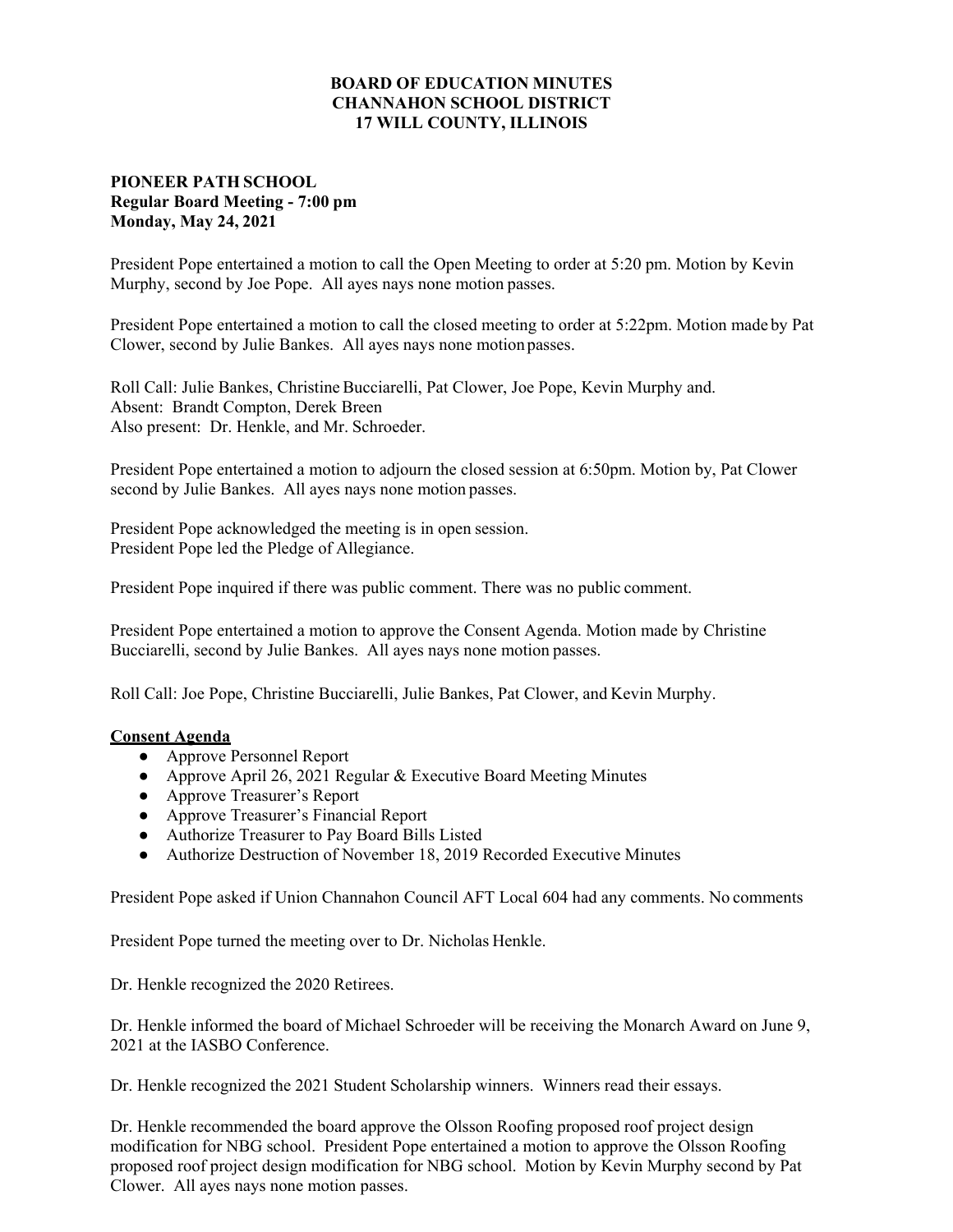**BOARD OF EDUCATION MINUTES**
**CHANNAHON SCHOOL DISTRICT**
**17 WILL COUNTY, ILLINOIS**

**PIONEER PATH SCHOOL**
**Regular Board Meeting - 7:00 pm**
**Monday, May 24, 2021**

President Pope entertained a motion to call the Open Meeting to order at 5:20 pm. Motion by Kevin Murphy, second by Joe Pope. All ayes nays none motion passes.

President Pope entertained a motion to call the closed meeting to order at 5:22pm. Motion made by Pat Clower, second by Julie Bankes. All ayes nays none motion passes.

Roll Call: Julie Bankes, Christine Bucciarelli, Pat Clower, Joe Pope, Kevin Murphy and.
Absent: Brandt Compton, Derek Breen
Also present: Dr. Henkle, and Mr. Schroeder.

President Pope entertained a motion to adjourn the closed session at 6:50pm. Motion by, Pat Clower second by Julie Bankes. All ayes nays none motion passes.

President Pope acknowledged the meeting is in open session.
President Pope led the Pledge of Allegiance.

President Pope inquired if there was public comment. There was no public comment.

President Pope entertained a motion to approve the Consent Agenda. Motion made by Christine Bucciarelli, second by Julie Bankes. All ayes nays none motion passes.

Roll Call: Joe Pope, Christine Bucciarelli, Julie Bankes, Pat Clower, and Kevin Murphy.

**Consent Agenda**

- Approve Personnel Report
- Approve April 26, 2021 Regular & Executive Board Meeting Minutes
- Approve Treasurer's Report
- Approve Treasurer's Financial Report
- Authorize Treasurer to Pay Board Bills Listed
- Authorize Destruction of November 18, 2019 Recorded Executive Minutes

President Pope asked if Union Channahon Council AFT Local 604 had any comments. No comments

President Pope turned the meeting over to Dr. Nicholas Henkle.

Dr. Henkle recognized the 2020 Retirees.

Dr. Henkle informed the board of Michael Schroeder will be receiving the Monarch Award on June 9, 2021 at the IASBO Conference.

Dr. Henkle recognized the 2021 Student Scholarship winners. Winners read their essays.

Dr. Henkle recommended the board approve the Olsson Roofing proposed roof project design modification for NBG school. President Pope entertained a motion to approve the Olsson Roofing proposed roof project design modification for NBG school. Motion by Kevin Murphy second by Pat Clower. All ayes nays none motion passes.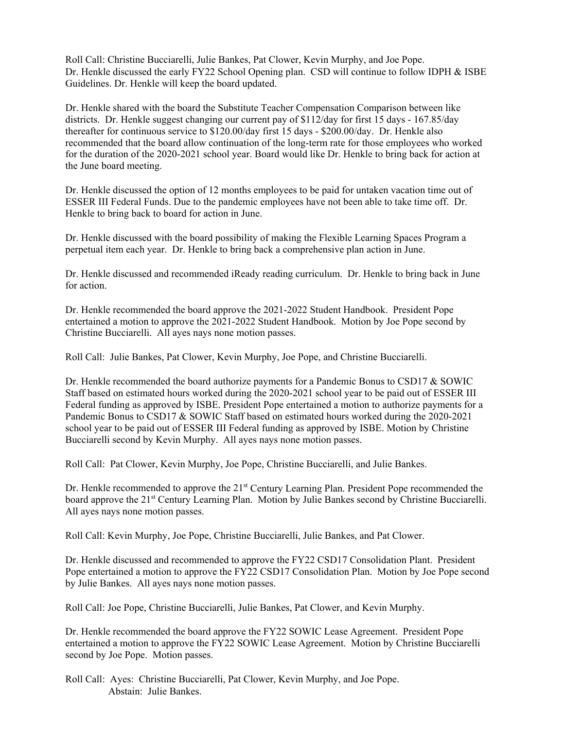Roll Call: Christine Bucciarelli, Julie Bankes, Pat Clower, Kevin Murphy, and Joe Pope.
Dr. Henkle discussed the early FY22 School Opening plan. CSD will continue to follow IDPH & ISBE Guidelines. Dr. Henkle will keep the board updated.

Dr. Henkle shared with the board the Substitute Teacher Compensation Comparison between like districts. Dr. Henkle suggest changing our current pay of $112/day for first 15 days - 167.85/day thereafter for continuous service to $120.00/day first 15 days - $200.00/day. Dr. Henkle also recommended that the board allow continuation of the long-term rate for those employees who worked for the duration of the 2020-2021 school year. Board would like Dr. Henkle to bring back for action at the June board meeting.

Dr. Henkle discussed the option of 12 months employees to be paid for untaken vacation time out of ESSER III Federal Funds. Due to the pandemic employees have not been able to take time off. Dr. Henkle to bring back to board for action in June.

Dr. Henkle discussed with the board possibility of making the Flexible Learning Spaces Program a perpetual item each year. Dr. Henkle to bring back a comprehensive plan action in June.

Dr. Henkle discussed and recommended iReady reading curriculum. Dr. Henkle to bring back in June for action.

Dr. Henkle recommended the board approve the 2021-2022 Student Handbook. President Pope entertained a motion to approve the 2021-2022 Student Handbook. Motion by Joe Pope second by Christine Bucciarelli. All ayes nays none motion passes.

Roll Call: Julie Bankes, Pat Clower, Kevin Murphy, Joe Pope, and Christine Bucciarelli.

Dr. Henkle recommended the board authorize payments for a Pandemic Bonus to CSD17 & SOWIC Staff based on estimated hours worked during the 2020-2021 school year to be paid out of ESSER III Federal funding as approved by ISBE. President Pope entertained a motion to authorize payments for a Pandemic Bonus to CSD17 & SOWIC Staff based on estimated hours worked during the 2020-2021 school year to be paid out of ESSER III Federal funding as approved by ISBE. Motion by Christine Bucciarelli second by Kevin Murphy. All ayes nays none motion passes.

Roll Call: Pat Clower, Kevin Murphy, Joe Pope, Christine Bucciarelli, and Julie Bankes.

Dr. Henkle recommended to approve the 21st Century Learning Plan. President Pope recommended the board approve the 21st Century Learning Plan. Motion by Julie Bankes second by Christine Bucciarelli. All ayes nays none motion passes.

Roll Call: Kevin Murphy, Joe Pope, Christine Bucciarelli, Julie Bankes, and Pat Clower.

Dr. Henkle discussed and recommended to approve the FY22 CSD17 Consolidation Plant. President Pope entertained a motion to approve the FY22 CSD17 Consolidation Plan. Motion by Joe Pope second by Julie Bankes. All ayes nays none motion passes.

Roll Call: Joe Pope, Christine Bucciarelli, Julie Bankes, Pat Clower, and Kevin Murphy.

Dr. Henkle recommended the board approve the FY22 SOWIC Lease Agreement. President Pope entertained a motion to approve the FY22 SOWIC Lease Agreement. Motion by Christine Bucciarelli second by Joe Pope. Motion passes.

Roll Call: Ayes: Christine Bucciarelli, Pat Clower, Kevin Murphy, and Joe Pope.
Abstain: Julie Bankes.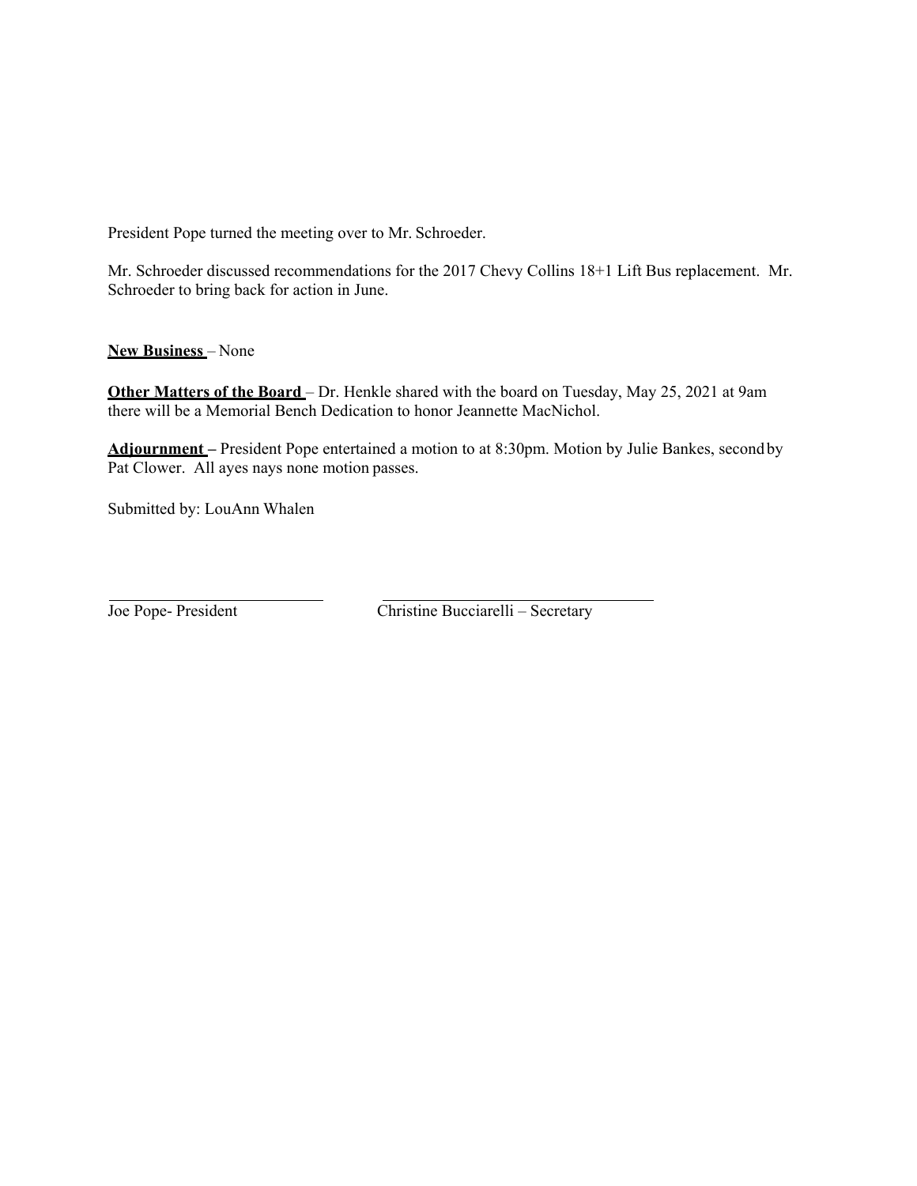President Pope turned the meeting over to Mr. Schroeder.

Mr. Schroeder discussed recommendations for the 2017 Chevy Collins 18+1 Lift Bus replacement. Mr. Schroeder to bring back for action in June.

**New Business** – None

**Other Matters of the Board** – Dr. Henkle shared with the board on Tuesday, May 25, 2021 at 9am there will be a Memorial Bench Dedication to honor Jeannette MacNichol.

**Adjournment** – President Pope entertained a motion to at 8:30pm. Motion by Julie Bankes, second by Pat Clower. All ayes nays none motion passes.

Submitted by: LouAnn Whalen

Joe Pope- President

Christine Bucciarelli – Secretary